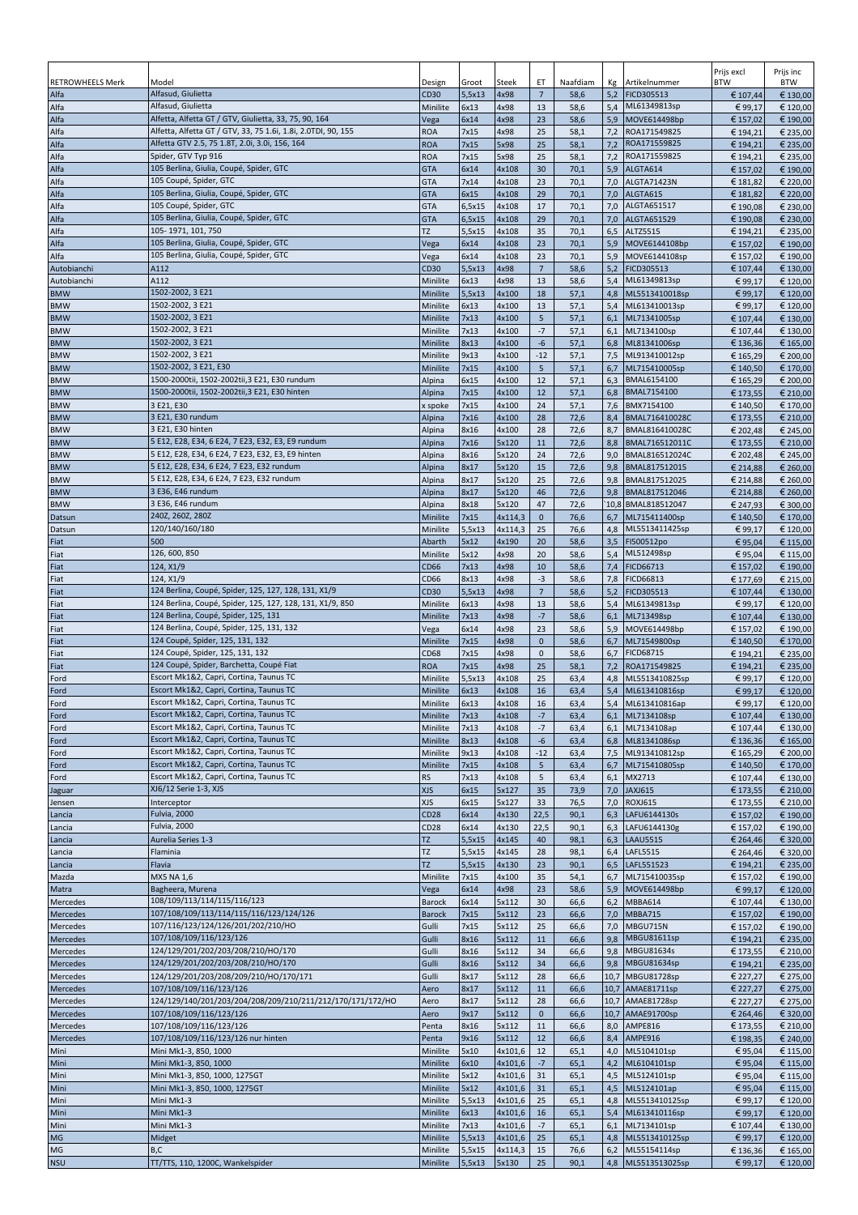| RETROWHEELS Merk | Model | Design | Groot | Steek | ET | Naafdiam | Kg | Artikelnummer | Prijs excl BTW | Prijs inc BTW |
|---|---|---|---|---|---|---|---|---|---|---|
| Alfa | Alfasud, Giulietta | CD30 | 5,5x13 | 4x98 | 7 | 58,6 | 5,2 | FICD305513 | € 107,44 | € 130,00 |
| Alfa | Alfasud, Giulietta | Minilite | 6x13 | 4x98 | 13 | 58,6 | 5,4 | ML61349813sp | € 99,17 | € 120,00 |
| Alfa | Alfetta, Alfetta GT / GTV, Giulietta, 33, 75, 90, 164 | Vega | 6x14 | 4x98 | 23 | 58,6 | 5,9 | MOVE614498bp | € 157,02 | € 190,00 |
| Alfa | Alfetta, Alfetta GT / GTV, 33, 75 1.6i, 1.8i, 2.0TDI, 90, 155 | ROA | 7x15 | 4x98 | 25 | 58,1 | 7,2 | ROA171549825 | € 194,21 | € 235,00 |
| Alfa | Alfetta GTV 2.5, 75 1.8T, 2.0i, 3.0i, 156, 164 | ROA | 7x15 | 5x98 | 25 | 58,1 | 7,2 | ROA171559825 | € 194,21 | € 235,00 |
| Alfa | Spider, GTV Typ 916 | ROA | 7x15 | 5x98 | 25 | 58,1 | 7,2 | ROA171559825 | € 194,21 | € 235,00 |
| Alfa | 105 Berlina, Giulia, Coupé, Spider, GTC | GTA | 6x14 | 4x108 | 30 | 70,1 | 5,9 | ALGTA614 | € 157,02 | € 190,00 |
| Alfa | 105 Coupé, Spider, GTC | GTA | 7x14 | 4x108 | 23 | 70,1 | 7,0 | ALGTA71423N | € 181,82 | € 220,00 |
| Alfa | 105 Berlina, Giulia, Coupé, Spider, GTC | GTA | 6x15 | 4x108 | 29 | 70,1 | 7,0 | ALGTA615 | € 181,82 | € 220,00 |
| Alfa | 105 Coupé, Spider, GTC | GTA | 6,5x15 | 4x108 | 17 | 70,1 | 7,0 | ALGTA651517 | € 190,08 | € 230,00 |
| Alfa | 105 Berlina, Giulia, Coupé, Spider, GTC | GTA | 6,5x15 | 4x108 | 29 | 70,1 | 7,0 | ALGTA651529 | € 190,08 | € 230,00 |
| Alfa | 105- 1971, 101, 750 | TZ | 5,5x15 | 4x108 | 35 | 70,1 | 6,5 | ALTZ5515 | € 194,21 | € 235,00 |
| Alfa | 105 Berlina, Giulia, Coupé, Spider, GTC | Vega | 6x14 | 4x108 | 23 | 70,1 | 5,9 | MOVE6144108bp | € 157,02 | € 190,00 |
| Alfa | 105 Berlina, Giulia, Coupé, Spider, GTC | Vega | 6x14 | 4x108 | 23 | 70,1 | 5,9 | MOVE6144108sp | € 157,02 | € 190,00 |
| Autobianchi | A112 | CD30 | 5,5x13 | 4x98 | 7 | 58,6 | 5,2 | FICD305513 | € 107,44 | € 130,00 |
| Autobianchi | A112 | Minilite | 6x13 | 4x98 | 13 | 58,6 | 5,4 | ML61349813sp | € 99,17 | € 120,00 |
| BMW | 1502-2002, 3 E21 | Minilite | 5,5x13 | 4x100 | 18 | 57,1 | 4,8 | ML5513410018sp | € 99,17 | € 120,00 |
| BMW | 1502-2002, 3 E21 | Minilite | 6x13 | 4x100 | 13 | 57,1 | 5,4 | ML613410013sp | € 99,17 | € 120,00 |
| BMW | 1502-2002, 3 E21 | Minilite | 7x13 | 4x100 | 5 | 57,1 | 6,1 | ML71341005sp | € 107,44 | € 130,00 |
| BMW | 1502-2002, 3 E21 | Minilite | 7x13 | 4x100 | -7 | 57,1 | 6,1 | ML7134100sp | € 107,44 | € 130,00 |
| BMW | 1502-2002, 3 E21 | Minilite | 8x13 | 4x100 | -6 | 57,1 | 6,8 | ML81341006sp | € 136,36 | € 165,00 |
| BMW | 1502-2002, 3 E21 | Minilite | 9x13 | 4x100 | -12 | 57,1 | 7,5 | ML913410012sp | € 165,29 | € 200,00 |
| BMW | 1502-2002, 3 E21, E30 | Minilite | 7x15 | 4x100 | 5 | 57,1 | 6,7 | ML715410005sp | € 140,50 | € 170,00 |
| BMW | 1500-2000tii, 1502-2002tii,3 E21, E30 rundum | Alpina | 6x15 | 4x100 | 12 | 57,1 | 6,3 | BMAL6154100 | € 165,29 | € 200,00 |
| BMW | 1500-2000tii, 1502-2002tii,3 E21, E30 hinten | Alpina | 7x15 | 4x100 | 12 | 57,1 | 6,8 | BMAL7154100 | € 173,55 | € 210,00 |
| BMW | 3 E21, E30 | x spoke | 7x15 | 4x100 | 24 | 57,1 | 7,6 | BMX7154100 | € 140,50 | € 170,00 |
| BMW | 3 E21, E30 rundum | Alpina | 7x16 | 4x100 | 28 | 72,6 | 8,4 | BMAL716410028C | € 173,55 | € 210,00 |
| BMW | 3 E21, E30 hinten | Alpina | 8x16 | 4x100 | 28 | 72,6 | 8,7 | BMAL816410028C | € 202,48 | € 245,00 |
| BMW | 5 E12, E28, E34, 6 E24, 7 E23, E32, E3, E9 rundum | Alpina | 7x16 | 5x120 | 11 | 72,6 | 8,8 | BMAL716512011C | € 173,55 | € 210,00 |
| BMW | 5 E12, E28, E34, 6 E24, 7 E23, E32, E3, E9 hinten | Alpina | 8x16 | 5x120 | 24 | 72,6 | 9,0 | BMAL816512024C | € 202,48 | € 245,00 |
| BMW | 5 E12, E28, E34, 6 E24, 7 E23, E32 rundum | Alpina | 8x17 | 5x120 | 15 | 72,6 | 9,8 | BMAL817512015 | € 214,88 | € 260,00 |
| BMW | 5 E12, E28, E34, 6 E24, 7 E23, E32 rundum | Alpina | 8x17 | 5x120 | 25 | 72,6 | 9,8 | BMAL817512025 | € 214,88 | € 260,00 |
| BMW | 3 E36, E46 rundum | Alpina | 8x17 | 5x120 | 46 | 72,6 | 9,8 | BMAL817512046 | € 214,88 | € 260,00 |
| BMW | 3 E36, E46 rundum | Alpina | 8x18 | 5x120 | 47 | 72,6 | `10,8 | BMAL818512047 | € 247,93 | € 300,00 |
| Datsun | 240Z, 260Z, 280Z | Minilite | 7x15 | 4x114,3 | 0 | 76,6 | 6,7 | ML715411400sp | € 140,50 | € 170,00 |
| Datsun | 120/140/160/180 | Minilite | 5,5x13 | 4x114,3 | 25 | 76,6 | 4,8 | ML5513411425sp | € 99,17 | € 120,00 |
| Fiat | 500 | Abarth | 5x12 | 4x190 | 20 | 58,6 | 3,5 | FI500512po | € 95,04 | € 115,00 |
| Fiat | 126, 600, 850 | Minilite | 5x12 | 4x98 | 20 | 58,6 | 5,4 | ML512498sp | € 95,04 | € 115,00 |
| Fiat | 124, X1/9 | CD66 | 7x13 | 4x98 | 10 | 58,6 | 7,4 | FICD66713 | € 157,02 | € 190,00 |
| Fiat | 124, X1/9 | CD66 | 8x13 | 4x98 | -3 | 58,6 | 7,8 | FICD66813 | € 177,69 | € 215,00 |
| Fiat | 124 Berlina, Coupé, Spider, 125, 127, 128, 131, X1/9 | CD30 | 5,5x13 | 4x98 | 7 | 58,6 | 5,2 | FICD305513 | € 107,44 | € 130,00 |
| Fiat | 124 Berlina, Coupé, Spider, 125, 127, 128, 131, X1/9, 850 | Minilite | 6x13 | 4x98 | 13 | 58,6 | 5,4 | ML61349813sp | € 99,17 | € 120,00 |
| Fiat | 124 Berlina, Coupé, Spider, 125, 131 | Minilite | 7x13 | 4x98 | -7 | 58,6 | 6,1 | ML713498sp | € 107,44 | € 130,00 |
| Fiat | 124 Berlina, Coupé, Spider, 125, 131, 132 | Vega | 6x14 | 4x98 | 23 | 58,6 | 5,9 | MOVE614498bp | € 157,02 | € 190,00 |
| Fiat | 124 Coupé, Spider, 125, 131, 132 | Minilite | 7x15 | 4x98 | 0 | 58,6 | 6,7 | ML71549800sp | € 140,50 | € 170,00 |
| Fiat | 124 Coupé, Spider, 125, 131, 132 | CD68 | 7x15 | 4x98 | 0 | 58,6 | 6,7 | FICD68715 | € 194,21 | € 235,00 |
| Fiat | 124 Coupé, Spider, Barchetta, Coupé Fiat | ROA | 7x15 | 4x98 | 25 | 58,1 | 7,2 | ROA171549825 | € 194,21 | € 235,00 |
| Ford | Escort Mk1&2, Capri, Cortina, Taunus TC | Minilite | 5,5x13 | 4x108 | 25 | 63,4 | 4,8 | ML5513410825sp | € 99,17 | € 120,00 |
| Ford | Escort Mk1&2, Capri, Cortina, Taunus TC | Minilite | 6x13 | 4x108 | 16 | 63,4 | 5,4 | ML613410816sp | € 99,17 | € 120,00 |
| Ford | Escort Mk1&2, Capri, Cortina, Taunus TC | Minilite | 6x13 | 4x108 | 16 | 63,4 | 5,4 | ML613410816ap | € 99,17 | € 120,00 |
| Ford | Escort Mk1&2, Capri, Cortina, Taunus TC | Minilite | 7x13 | 4x108 | -7 | 63,4 | 6,1 | ML7134108sp | € 107,44 | € 130,00 |
| Ford | Escort Mk1&2, Capri, Cortina, Taunus TC | Minilite | 7x13 | 4x108 | -7 | 63,4 | 6,1 | ML7134108ap | € 107,44 | € 130,00 |
| Ford | Escort Mk1&2, Capri, Cortina, Taunus TC | Minilite | 8x13 | 4x108 | -6 | 63,4 | 6,8 | ML81341086sp | € 136,36 | € 165,00 |
| Ford | Escort Mk1&2, Capri, Cortina, Taunus TC | Minilite | 9x13 | 4x108 | -12 | 63,4 | 7,5 | ML913410812sp | € 165,29 | € 200,00 |
| Ford | Escort Mk1&2, Capri, Cortina, Taunus TC | Minilite | 7x15 | 4x108 | 5 | 63,4 | 6,7 | ML715410805sp | € 140,50 | € 170,00 |
| Ford | Escort Mk1&2, Capri, Cortina, Taunus TC | RS | 7x13 | 4x108 | 5 | 63,4 | 6,1 | MX2713 | € 107,44 | € 130,00 |
| Jaguar | XJ6/12 Serie 1-3, XJS | XJS | 6x15 | 5x127 | 35 | 73,9 | 7,0 | JAXJ615 | € 173,55 | € 210,00 |
| Jensen | Interceptor | XJS | 6x15 | 5x127 | 33 | 76,5 | 7,0 | ROXJ615 | € 173,55 | € 210,00 |
| Lancia | Fulvia, 2000 | CD28 | 6x14 | 4x130 | 22,5 | 90,1 | 6,3 | LAFU6144130s | € 157,02 | € 190,00 |
| Lancia | Fulvia, 2000 | CD28 | 6x14 | 4x130 | 22,5 | 90,1 | 6,3 | LAFU6144130g | € 157,02 | € 190,00 |
| Lancia | Aurelia Series 1-3 | TZ | 5,5x15 | 4x145 | 40 | 98,1 | 6,3 | LAAU5515 | € 264,46 | € 320,00 |
| Lancia | Flaminia | TZ | 5,5x15 | 4x145 | 28 | 98,1 | 6,4 | LAFL5515 | € 264,46 | € 320,00 |
| Lancia | Flavia | TZ | 5,5x15 | 4x130 | 23 | 90,1 | 6,5 | LAFL551523 | € 194,21 | € 235,00 |
| Mazda | MX5 NA 1,6 | Minilite | 7x15 | 4x100 | 35 | 54,1 | 6,7 | ML715410035sp | € 157,02 | € 190,00 |
| Matra | Bagheera, Murena | Vega | 6x14 | 4x98 | 23 | 58,6 | 5,9 | MOVE614498bp | € 99,17 | € 120,00 |
| Mercedes | 108/109/113/114/115/116/123 | Barock | 6x14 | 5x112 | 30 | 66,6 | 6,2 | MBBA614 | € 107,44 | € 130,00 |
| Mercedes | 107/108/109/113/114/115/116/123/124/126 | Barock | 7x15 | 5x112 | 23 | 66,6 | 7,0 | MBBA715 | € 157,02 | € 190,00 |
| Mercedes | 107/116/123/124/126/201/202/210/HO | Gulli | 7x15 | 5x112 | 25 | 66,6 | 7,0 | MBGU715N | € 157,02 | € 190,00 |
| Mercedes | 107/108/109/116/123/126 | Gulli | 8x16 | 5x112 | 11 | 66,6 | 9,8 | MBGU81611sp | € 194,21 | € 235,00 |
| Mercedes | 124/129/201/202/203/208/210/HO/170 | Gulli | 8x16 | 5x112 | 34 | 66,6 | 9,8 | MBGU81634s | € 173,55 | € 210,00 |
| Mercedes | 124/129/201/202/203/208/210/HO/170 | Gulli | 8x16 | 5x112 | 34 | 66,6 | 9,8 | MBGU81634sp | € 194,21 | € 235,00 |
| Mercedes | 124/129/201/203/208/209/210/HO/170/171 | Gulli | 8x17 | 5x112 | 28 | 66,6 | 10,7 | MBGU81728sp | € 227,27 | € 275,00 |
| Mercedes | 107/108/109/116/123/126 | Aero | 8x17 | 5x112 | 11 | 66,6 | 10,7 | AMAE81711sp | € 227,27 | € 275,00 |
| Mercedes | 124/129/140/201/203/204/208/209/210/211/212/170/171/172/HO | Aero | 8x17 | 5x112 | 28 | 66,6 | 10,7 | AMAE81728sp | € 227,27 | € 275,00 |
| Mercedes | 107/108/109/116/123/126 | Aero | 9x17 | 5x112 | 0 | 66,6 | 10,7 | AMAE91700sp | € 264,46 | € 320,00 |
| Mercedes | 107/108/109/116/123/126 | Penta | 8x16 | 5x112 | 11 | 66,6 | 8,0 | AMPE816 | € 173,55 | € 210,00 |
| Mercedes | 107/108/109/116/123/126 nur hinten | Penta | 9x16 | 5x112 | 12 | 66,6 | 8,4 | AMPE916 | € 198,35 | € 240,00 |
| Mini | Mini Mk1-3, 850, 1000 | Minilite | 5x10 | 4x101,6 | 12 | 65,1 | 4,0 | ML5104101sp | € 95,04 | € 115,00 |
| Mini | Mini Mk1-3, 850, 1000 | Minilite | 6x10 | 4x101,6 | -7 | 65,1 | 4,2 | ML6104101sp | € 95,04 | € 115,00 |
| Mini | Mini Mk1-3, 850, 1000, 1275GT | Minilite | 5x12 | 4x101,6 | 31 | 65,1 | 4,5 | ML5124101sp | € 95,04 | € 115,00 |
| Mini | Mini Mk1-3, 850, 1000, 1275GT | Minilite | 5x12 | 4x101,6 | 31 | 65,1 | 4,5 | ML5124101ap | € 95,04 | € 115,00 |
| Mini | Mini Mk1-3 | Minilite | 5,5x13 | 4x101,6 | 25 | 65,1 | 4,8 | ML5513410125sp | € 99,17 | € 120,00 |
| Mini | Mini Mk1-3 | Minilite | 6x13 | 4x101,6 | 16 | 65,1 | 5,4 | ML613410116sp | € 99,17 | € 120,00 |
| Mini | Mini Mk1-3 | Minilite | 7x13 | 4x101,6 | -7 | 65,1 | 6,1 | ML7134101sp | € 107,44 | € 130,00 |
| MG | Midget | Minilite | 5,5x13 | 4x101,6 | 25 | 65,1 | 4,8 | ML5513410125sp | € 99,17 | € 120,00 |
| MG | B,C | Minilite | 5,5x15 | 4x114,3 | 15 | 76,6 | 6,2 | ML55154114sp | € 136,36 | € 165,00 |
| NSU | TT/TTS, 110, 1200C, Wankelspider | Minilite | 5,5x13 | 5x130 | 25 | 90,1 | 4,8 | ML5513513025sp | € 99,17 | € 120,00 |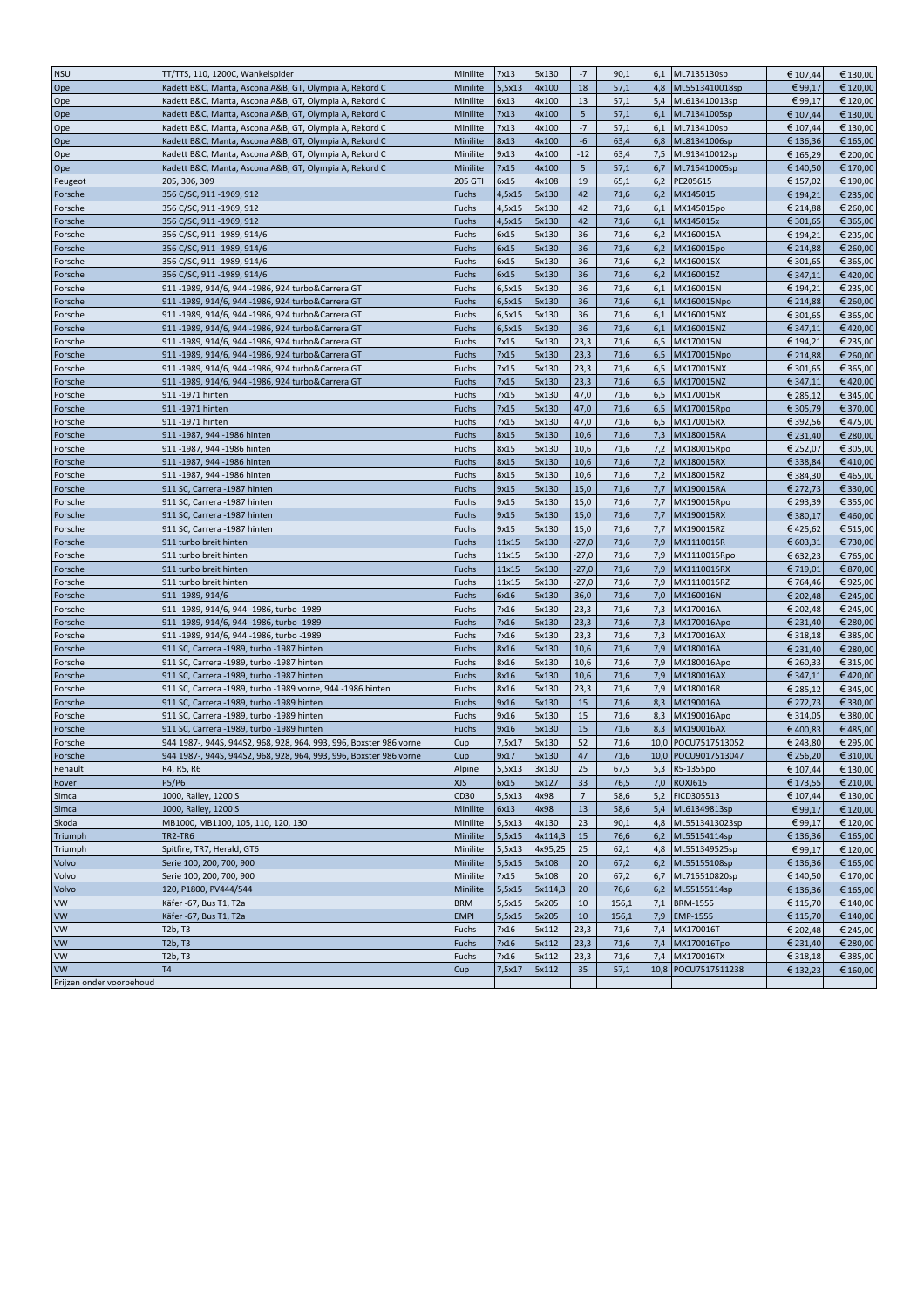| | | | | | | | | | | |
|---|---|---|---|---|---|---|---|---|---|---|
| NSU | TT/TTS, 110, 1200C, Wankelspider | Minilite | 7x13 | 5x130 | -7 | 90,1 | 6,1 | ML7135130sp | € 107,44 | € 130,00 |
| Opel | Kadett B&C, Manta, Ascona A&B, GT, Olympia A, Rekord C | Minilite | 5,5x13 | 4x100 | 18 | 57,1 | 4,8 | ML5513410018sp | € 99,17 | € 120,00 |
| Opel | Kadett B&C, Manta, Ascona A&B, GT, Olympia A, Rekord C | Minilite | 6x13 | 4x100 | 13 | 57,1 | 5,4 | ML613410013sp | € 99,17 | € 120,00 |
| Opel | Kadett B&C, Manta, Ascona A&B, GT, Olympia A, Rekord C | Minilite | 7x13 | 4x100 | 5 | 57,1 | 6,1 | ML71341005sp | € 107,44 | € 130,00 |
| Opel | Kadett B&C, Manta, Ascona A&B, GT, Olympia A, Rekord C | Minilite | 7x13 | 4x100 | -7 | 57,1 | 6,1 | ML7134100sp | € 107,44 | € 130,00 |
| Opel | Kadett B&C, Manta, Ascona A&B, GT, Olympia A, Rekord C | Minilite | 8x13 | 4x100 | -6 | 63,4 | 6,8 | ML81341006sp | € 136,36 | € 165,00 |
| Opel | Kadett B&C, Manta, Ascona A&B, GT, Olympia A, Rekord C | Minilite | 9x13 | 4x100 | -12 | 63,4 | 7,5 | ML913410012sp | € 165,29 | € 200,00 |
| Opel | Kadett B&C, Manta, Ascona A&B, GT, Olympia A, Rekord C | Minilite | 7x15 | 4x100 | 5 | 57,1 | 6,7 | ML715410005sp | € 140,50 | € 170,00 |
| Peugeot | 205, 306, 309 | 205 GTI | 6x15 | 4x108 | 19 | 65,1 | 6,2 | PE205615 | € 157,02 | € 190,00 |
| Porsche | 356 C/SC, 911 -1969, 912 | Fuchs | 4,5x15 | 5x130 | 42 | 71,6 | 6,2 | MX145015 | € 194,21 | € 235,00 |
| Porsche | 356 C/SC, 911 -1969, 912 | Fuchs | 4,5x15 | 5x130 | 42 | 71,6 | 6,1 | MX145015po | € 214,88 | € 260,00 |
| Porsche | 356 C/SC, 911 -1969, 912 | Fuchs | 4,5x15 | 5x130 | 42 | 71,6 | 6,1 | MX145015x | € 301,65 | € 365,00 |
| Porsche | 356 C/SC, 911 -1989, 914/6 | Fuchs | 6x15 | 5x130 | 36 | 71,6 | 6,2 | MX160015A | € 194,21 | € 235,00 |
| Porsche | 356 C/SC, 911 -1989, 914/6 | Fuchs | 6x15 | 5x130 | 36 | 71,6 | 6,2 | MX160015po | € 214,88 | € 260,00 |
| Porsche | 356 C/SC, 911 -1989, 914/6 | Fuchs | 6x15 | 5x130 | 36 | 71,6 | 6,2 | MX160015X | € 301,65 | € 365,00 |
| Porsche | 356 C/SC, 911 -1989, 914/6 | Fuchs | 6x15 | 5x130 | 36 | 71,6 | 6,2 | MX160015Z | € 347,11 | € 420,00 |
| Porsche | 911 -1989, 914/6, 944 -1986, 924 turbo&Carrera GT | Fuchs | 6,5x15 | 5x130 | 36 | 71,6 | 6,1 | MX160015N | € 194,21 | € 235,00 |
| Porsche | 911 -1989, 914/6, 944 -1986, 924 turbo&Carrera GT | Fuchs | 6,5x15 | 5x130 | 36 | 71,6 | 6,1 | MX160015Npo | € 214,88 | € 260,00 |
| Porsche | 911 -1989, 914/6, 944 -1986, 924 turbo&Carrera GT | Fuchs | 6,5x15 | 5x130 | 36 | 71,6 | 6,1 | MX160015NX | € 301,65 | € 365,00 |
| Porsche | 911 -1989, 914/6, 944 -1986, 924 turbo&Carrera GT | Fuchs | 6,5x15 | 5x130 | 36 | 71,6 | 6,1 | MX160015NZ | € 347,11 | € 420,00 |
| Porsche | 911 -1989, 914/6, 944 -1986, 924 turbo&Carrera GT | Fuchs | 7x15 | 5x130 | 23,3 | 71,6 | 6,5 | MX170015N | € 194,21 | € 235,00 |
| Porsche | 911 -1989, 914/6, 944 -1986, 924 turbo&Carrera GT | Fuchs | 7x15 | 5x130 | 23,3 | 71,6 | 6,5 | MX170015Npo | € 214,88 | € 260,00 |
| Porsche | 911 -1989, 914/6, 944 -1986, 924 turbo&Carrera GT | Fuchs | 7x15 | 5x130 | 23,3 | 71,6 | 6,5 | MX170015NX | € 301,65 | € 365,00 |
| Porsche | 911 -1989, 914/6, 944 -1986, 924 turbo&Carrera GT | Fuchs | 7x15 | 5x130 | 23,3 | 71,6 | 6,5 | MX170015NZ | € 347,11 | € 420,00 |
| Porsche | 911 -1971 hinten | Fuchs | 7x15 | 5x130 | 47,0 | 71,6 | 6,5 | MX170015R | € 285,12 | € 345,00 |
| Porsche | 911 -1971 hinten | Fuchs | 7x15 | 5x130 | 47,0 | 71,6 | 6,5 | MX170015Rpo | € 305,79 | € 370,00 |
| Porsche | 911 -1971 hinten | Fuchs | 7x15 | 5x130 | 47,0 | 71,6 | 6,5 | MX170015RX | € 392,56 | € 475,00 |
| Porsche | 911 -1987, 944 -1986 hinten | Fuchs | 8x15 | 5x130 | 10,6 | 71,6 | 7,3 | MX180015RA | € 231,40 | € 280,00 |
| Porsche | 911 -1987, 944 -1986 hinten | Fuchs | 8x15 | 5x130 | 10,6 | 71,6 | 7,2 | MX180015Rpo | € 252,07 | € 305,00 |
| Porsche | 911 -1987, 944 -1986 hinten | Fuchs | 8x15 | 5x130 | 10,6 | 71,6 | 7,2 | MX180015RX | € 338,84 | € 410,00 |
| Porsche | 911 -1987, 944 -1986 hinten | Fuchs | 8x15 | 5x130 | 10,6 | 71,6 | 7,2 | MX180015RZ | € 384,30 | € 465,00 |
| Porsche | 911 SC, Carrera -1987 hinten | Fuchs | 9x15 | 5x130 | 15,0 | 71,6 | 7,7 | MX190015RA | € 272,73 | € 330,00 |
| Porsche | 911 SC, Carrera -1987 hinten | Fuchs | 9x15 | 5x130 | 15,0 | 71,6 | 7,7 | MX190015Rpo | € 293,39 | € 355,00 |
| Porsche | 911 SC, Carrera -1987 hinten | Fuchs | 9x15 | 5x130 | 15,0 | 71,6 | 7,7 | MX190015RX | € 380,17 | € 460,00 |
| Porsche | 911 SC, Carrera -1987 hinten | Fuchs | 9x15 | 5x130 | 15,0 | 71,6 | 7,7 | MX190015RZ | € 425,62 | € 515,00 |
| Porsche | 911 turbo breit hinten | Fuchs | 11x15 | 5x130 | -27,0 | 71,6 | 7,9 | MX1110015R | € 603,31 | € 730,00 |
| Porsche | 911 turbo breit hinten | Fuchs | 11x15 | 5x130 | -27,0 | 71,6 | 7,9 | MX1110015Rpo | € 632,23 | € 765,00 |
| Porsche | 911 turbo breit hinten | Fuchs | 11x15 | 5x130 | -27,0 | 71,6 | 7,9 | MX1110015RX | € 719,01 | € 870,00 |
| Porsche | 911 turbo breit hinten | Fuchs | 11x15 | 5x130 | -27,0 | 71,6 | 7,9 | MX1110015RZ | € 764,46 | € 925,00 |
| Porsche | 911 -1989, 914/6 | Fuchs | 6x16 | 5x130 | 36,0 | 71,6 | 7,0 | MX160016N | € 202,48 | € 245,00 |
| Porsche | 911 -1989, 914/6, 944 -1986, turbo -1989 | Fuchs | 7x16 | 5x130 | 23,3 | 71,6 | 7,3 | MX170016A | € 202,48 | € 245,00 |
| Porsche | 911 -1989, 914/6, 944 -1986, turbo -1989 | Fuchs | 7x16 | 5x130 | 23,3 | 71,6 | 7,3 | MX170016Apo | € 231,40 | € 280,00 |
| Porsche | 911 -1989, 914/6, 944 -1986, turbo -1989 | Fuchs | 7x16 | 5x130 | 23,3 | 71,6 | 7,3 | MX170016AX | € 318,18 | € 385,00 |
| Porsche | 911 SC, Carrera -1989, turbo -1987 hinten | Fuchs | 8x16 | 5x130 | 10,6 | 71,6 | 7,9 | MX180016A | € 231,40 | € 280,00 |
| Porsche | 911 SC, Carrera -1989, turbo -1987 hinten | Fuchs | 8x16 | 5x130 | 10,6 | 71,6 | 7,9 | MX180016Apo | € 260,33 | € 315,00 |
| Porsche | 911 SC, Carrera -1989, turbo -1987 hinten | Fuchs | 8x16 | 5x130 | 10,6 | 71,6 | 7,9 | MX180016AX | € 347,11 | € 420,00 |
| Porsche | 911 SC, Carrera -1989, turbo -1989 vorne, 944 -1986 hinten | Fuchs | 8x16 | 5x130 | 23,3 | 71,6 | 7,9 | MX180016R | € 285,12 | € 345,00 |
| Porsche | 911 SC, Carrera -1989, turbo -1989 hinten | Fuchs | 9x16 | 5x130 | 15 | 71,6 | 8,3 | MX190016A | € 272,73 | € 330,00 |
| Porsche | 911 SC, Carrera -1989, turbo -1989 hinten | Fuchs | 9x16 | 5x130 | 15 | 71,6 | 8,3 | MX190016Apo | € 314,05 | € 380,00 |
| Porsche | 911 SC, Carrera -1989, turbo -1989 hinten | Fuchs | 9x16 | 5x130 | 15 | 71,6 | 8,3 | MX190016AX | € 400,83 | € 485,00 |
| Porsche | 944 1987-, 944S, 944S2, 968, 928, 964, 993, 996, Boxster 986 vorne | Cup | 7,5x17 | 5x130 | 52 | 71,6 | 10,0 | POCU7517513052 | € 243,80 | € 295,00 |
| Porsche | 944 1987-, 944S, 944S2, 968, 928, 964, 993, 996, Boxster 986 vorne | Cup | 9x17 | 5x130 | 47 | 71,6 | 10,0 | POCU9017513047 | € 256,20 | € 310,00 |
| Renault | R4, R5, R6 | Alpine | 5,5x13 | 3x130 | 25 | 67,5 | 5,3 | R5-1355po | € 107,44 | € 130,00 |
| Rover | P5/P6 | XJS | 6x15 | 5x127 | 33 | 76,5 | 7,0 | ROXJ615 | € 173,55 | € 210,00 |
| Simca | 1000, Ralley, 1200 S | CD30 | 5,5x13 | 4x98 | 7 | 58,6 | 5,2 | FICD305513 | € 107,44 | € 130,00 |
| Simca | 1000, Ralley, 1200 S | Minilite | 6x13 | 4x98 | 13 | 58,6 | 5,4 | ML61349813sp | € 99,17 | € 120,00 |
| Skoda | MB1000, MB1100, 105, 110, 120, 130 | Minilite | 5,5x13 | 4x130 | 23 | 90,1 | 4,8 | ML5513413023sp | € 99,17 | € 120,00 |
| Triumph | TR2-TR6 | Minilite | 5,5x15 | 4x114,3 | 15 | 76,6 | 6,2 | ML55154114sp | € 136,36 | € 165,00 |
| Triumph | Spitfire, TR7, Herald, GT6 | Minilite | 5,5x13 | 4x95,25 | 25 | 62,1 | 4,8 | ML551349525sp | € 99,17 | € 120,00 |
| Volvo | Serie 100, 200, 700, 900 | Minilite | 5,5x15 | 5x108 | 20 | 67,2 | 6,2 | ML55155108sp | € 136,36 | € 165,00 |
| Volvo | Serie 100, 200, 700, 900 | Minilite | 7x15 | 5x108 | 20 | 67,2 | 6,7 | ML715510820sp | € 140,50 | € 170,00 |
| Volvo | 120, P1800, PV444/544 | Minilite | 5,5x15 | 5x114,3 | 20 | 76,6 | 6,2 | ML55155114sp | € 136,36 | € 165,00 |
| VW | Käfer -67, Bus T1, T2a | BRM | 5,5x15 | 5x205 | 10 | 156,1 | 7,1 | BRM-1555 | € 115,70 | € 140,00 |
| VW | Käfer -67, Bus T1, T2a | EMPI | 5,5x15 | 5x205 | 10 | 156,1 | 7,9 | EMP-1555 | € 115,70 | € 140,00 |
| VW | T2b, T3 | Fuchs | 7x16 | 5x112 | 23,3 | 71,6 | 7,4 | MX170016T | € 202,48 | € 245,00 |
| VW | T2b, T3 | Fuchs | 7x16 | 5x112 | 23,3 | 71,6 | 7,4 | MX170016Tpo | € 231,40 | € 280,00 |
| VW | T2b, T3 | Fuchs | 7x16 | 5x112 | 23,3 | 71,6 | 7,4 | MX170016TX | € 318,18 | € 385,00 |
| VW | T4 | Cup | 7,5x17 | 5x112 | 35 | 57,1 | 10,8 | POCU7517511238 | € 132,23 | € 160,00 |
| Prijzen onder voorbehoud | | | | | | | | | | |